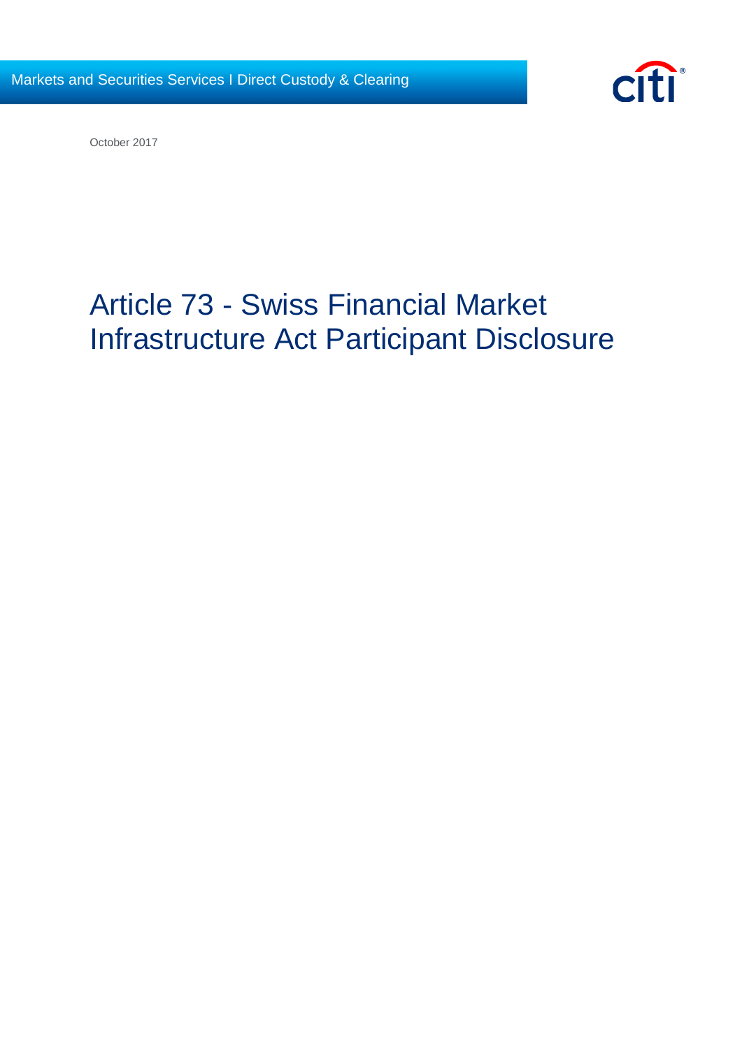Markets and Securities Services I Direct Custody & Clearing

October 2017

# Article 73 - Swiss Financial Market Infrastructure Act Participant Disclosure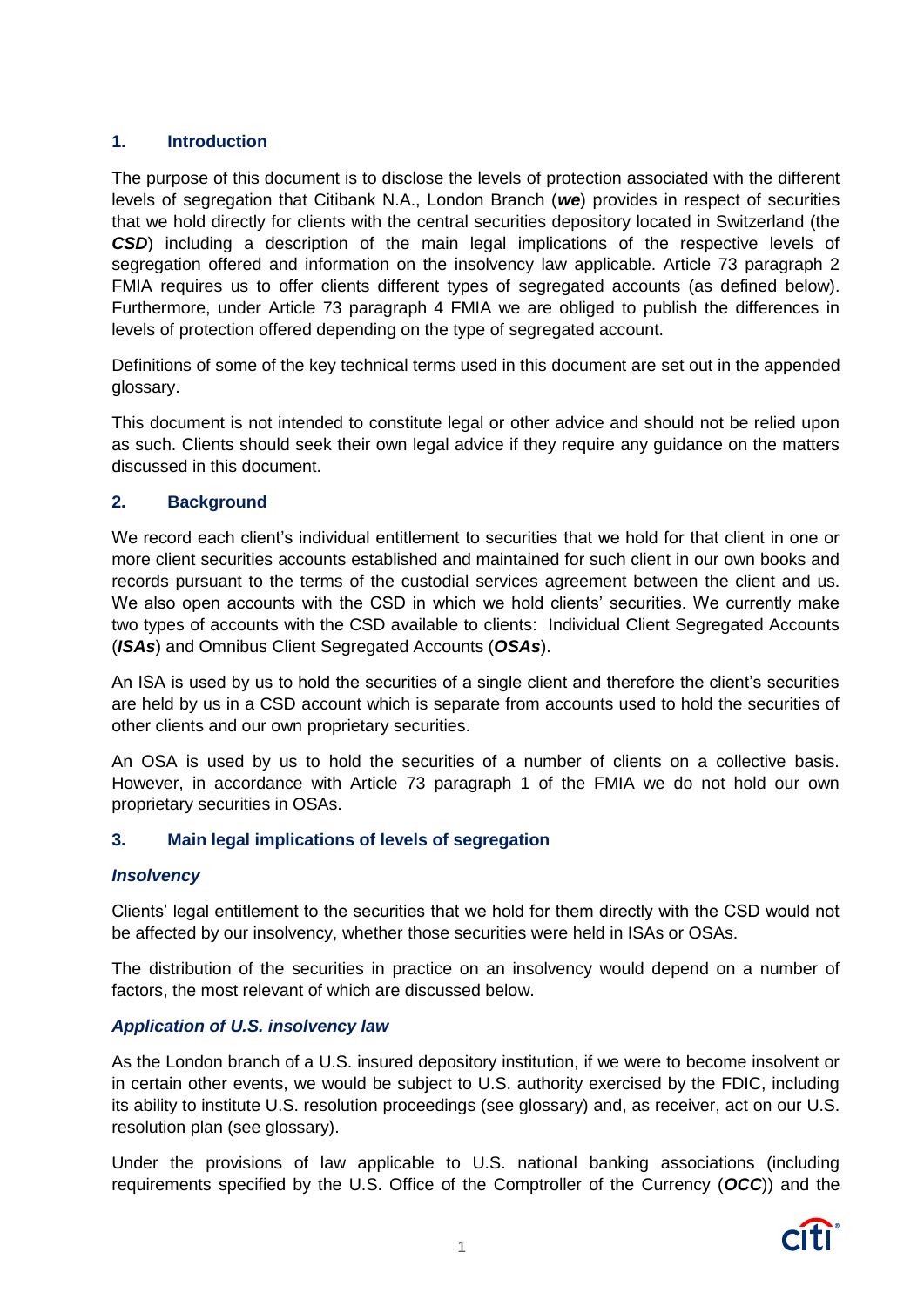## 1. Introduction

The purpose of this document is to disclose the levels of protection associated with the different levels of segregation that Citibank N.A., London Branch (***we***) provides in respect of securities that we hold directly for clients with the central securities depository located in Switzerland (the ***CSD***) including a description of the main legal implications of the respective levels of segregation offered and information on the insolvency law applicable. Article 73 paragraph 2 FMIA requires us to offer clients different types of segregated accounts (as defined below). Furthermore, under Article 73 paragraph 4 FMIA we are obliged to publish the differences in levels of protection offered depending on the type of segregated account.

Definitions of some of the key technical terms used in this document are set out in the appended glossary.

This document is not intended to constitute legal or other advice and should not be relied upon as such. Clients should seek their own legal advice if they require any guidance on the matters discussed in this document.

## 2. Background

We record each client's individual entitlement to securities that we hold for that client in one or more client securities accounts established and maintained for such client in our own books and records pursuant to the terms of the custodial services agreement between the client and us. We also open accounts with the CSD in which we hold clients' securities. We currently make two types of accounts with the CSD available to clients: Individual Client Segregated Accounts (***ISAs***) and Omnibus Client Segregated Accounts (***OSAs***).

An ISA is used by us to hold the securities of a single client and therefore the client's securities are held by us in a CSD account which is separate from accounts used to hold the securities of other clients and our own proprietary securities.

An OSA is used by us to hold the securities of a number of clients on a collective basis. However, in accordance with Article 73 paragraph 1 of the FMIA we do not hold our own proprietary securities in OSAs.

## 3. Main legal implications of levels of segregation

### *Insolvency*

Clients' legal entitlement to the securities that we hold for them directly with the CSD would not be affected by our insolvency, whether those securities were held in ISAs or OSAs.

The distribution of the securities in practice on an insolvency would depend on a number of factors, the most relevant of which are discussed below.

### *Application of U.S. insolvency law*

As the London branch of a U.S. insured depository institution, if we were to become insolvent or in certain other events, we would be subject to U.S. authority exercised by the FDIC, including its ability to institute U.S. resolution proceedings (see glossary) and, as receiver, act on our U.S. resolution plan (see glossary).

Under the provisions of law applicable to U.S. national banking associations (including requirements specified by the U.S. Office of the Comptroller of the Currency (***OCC***)) and the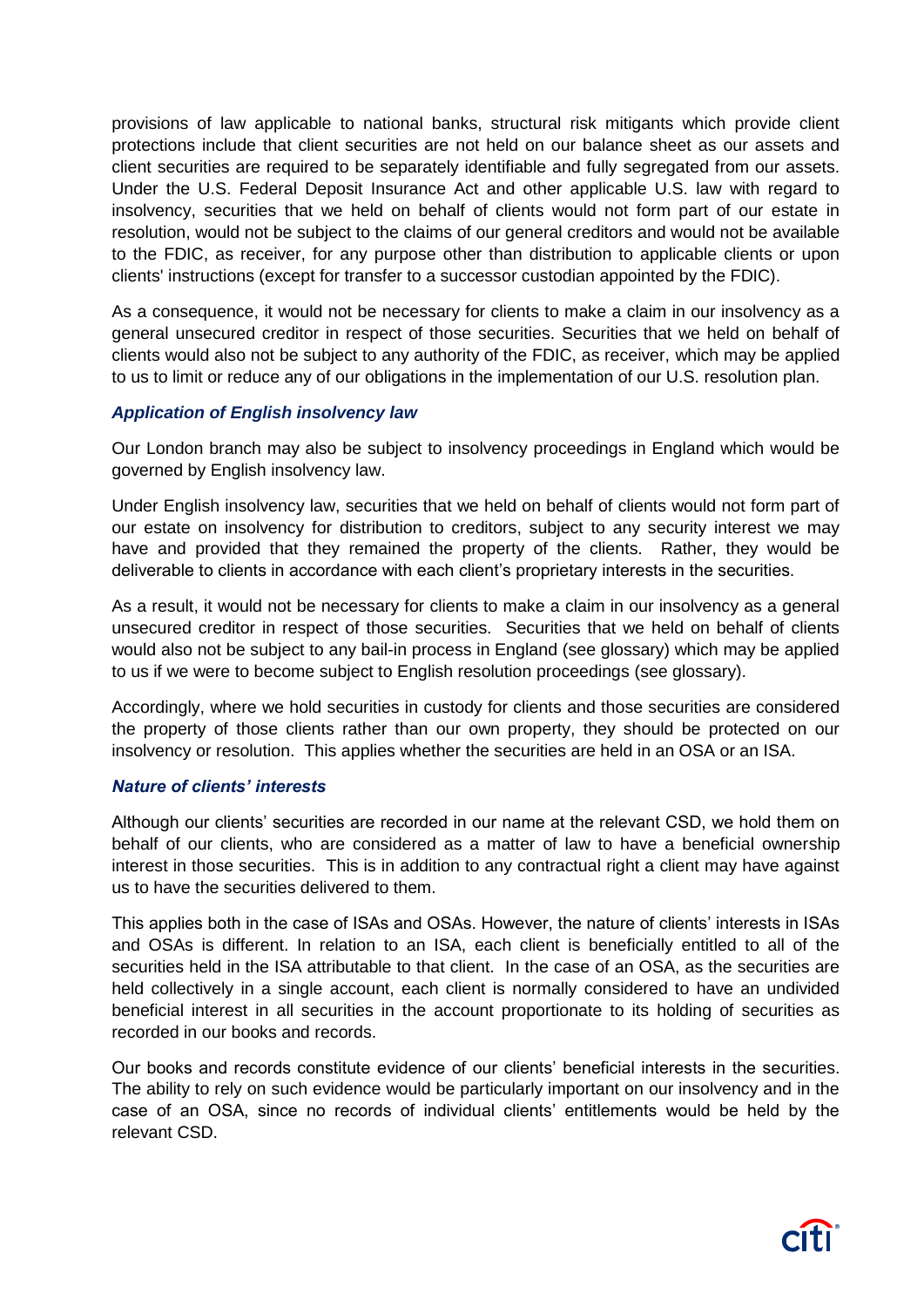provisions of law applicable to national banks, structural risk mitigants which provide client protections include that client securities are not held on our balance sheet as our assets and client securities are required to be separately identifiable and fully segregated from our assets. Under the U.S. Federal Deposit Insurance Act and other applicable U.S. law with regard to insolvency, securities that we held on behalf of clients would not form part of our estate in resolution, would not be subject to the claims of our general creditors and would not be available to the FDIC, as receiver, for any purpose other than distribution to applicable clients or upon clients' instructions (except for transfer to a successor custodian appointed by the FDIC).

As a consequence, it would not be necessary for clients to make a claim in our insolvency as a general unsecured creditor in respect of those securities. Securities that we held on behalf of clients would also not be subject to any authority of the FDIC, as receiver, which may be applied to us to limit or reduce any of our obligations in the implementation of our U.S. resolution plan.

### *Application of English insolvency law*

Our London branch may also be subject to insolvency proceedings in England which would be governed by English insolvency law.

Under English insolvency law, securities that we held on behalf of clients would not form part of our estate on insolvency for distribution to creditors, subject to any security interest we may have and provided that they remained the property of the clients. Rather, they would be deliverable to clients in accordance with each client's proprietary interests in the securities.

As a result, it would not be necessary for clients to make a claim in our insolvency as a general unsecured creditor in respect of those securities. Securities that we held on behalf of clients would also not be subject to any bail-in process in England (see glossary) which may be applied to us if we were to become subject to English resolution proceedings (see glossary).

Accordingly, where we hold securities in custody for clients and those securities are considered the property of those clients rather than our own property, they should be protected on our insolvency or resolution. This applies whether the securities are held in an OSA or an ISA.

### *Nature of clients' interests*

Although our clients' securities are recorded in our name at the relevant CSD, we hold them on behalf of our clients, who are considered as a matter of law to have a beneficial ownership interest in those securities. This is in addition to any contractual right a client may have against us to have the securities delivered to them.

This applies both in the case of ISAs and OSAs. However, the nature of clients' interests in ISAs and OSAs is different. In relation to an ISA, each client is beneficially entitled to all of the securities held in the ISA attributable to that client. In the case of an OSA, as the securities are held collectively in a single account, each client is normally considered to have an undivided beneficial interest in all securities in the account proportionate to its holding of securities as recorded in our books and records.

Our books and records constitute evidence of our clients' beneficial interests in the securities. The ability to rely on such evidence would be particularly important on our insolvency and in the case of an OSA, since no records of individual clients' entitlements would be held by the relevant CSD.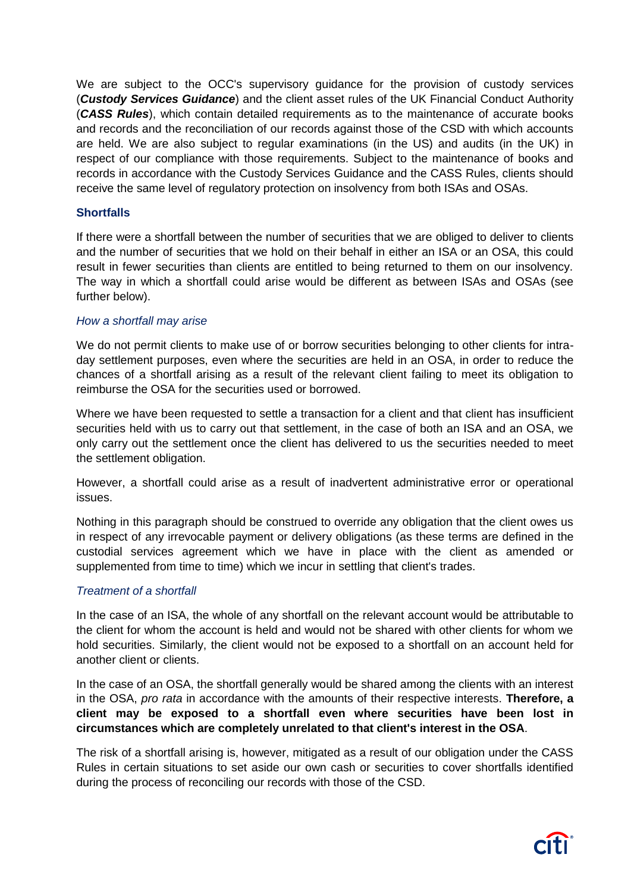We are subject to the OCC's supervisory guidance for the provision of custody services (***Custody Services Guidance***) and the client asset rules of the UK Financial Conduct Authority (***CASS Rules***), which contain detailed requirements as to the maintenance of accurate books and records and the reconciliation of our records against those of the CSD with which accounts are held. We are also subject to regular examinations (in the US) and audits (in the UK) in respect of our compliance with those requirements. Subject to the maintenance of books and records in accordance with the Custody Services Guidance and the CASS Rules, clients should receive the same level of regulatory protection on insolvency from both ISAs and OSAs.

### Shortfalls

If there were a shortfall between the number of securities that we are obliged to deliver to clients and the number of securities that we hold on their behalf in either an ISA or an OSA, this could result in fewer securities than clients are entitled to being returned to them on our insolvency. The way in which a shortfall could arise would be different as between ISAs and OSAs (see further below).

#### *How a shortfall may arise*

We do not permit clients to make use of or borrow securities belonging to other clients for intra-day settlement purposes, even where the securities are held in an OSA, in order to reduce the chances of a shortfall arising as a result of the relevant client failing to meet its obligation to reimburse the OSA for the securities used or borrowed.

Where we have been requested to settle a transaction for a client and that client has insufficient securities held with us to carry out that settlement, in the case of both an ISA and an OSA, we only carry out the settlement once the client has delivered to us the securities needed to meet the settlement obligation.

However, a shortfall could arise as a result of inadvertent administrative error or operational issues.

Nothing in this paragraph should be construed to override any obligation that the client owes us in respect of any irrevocable payment or delivery obligations (as these terms are defined in the custodial services agreement which we have in place with the client as amended or supplemented from time to time) which we incur in settling that client's trades.

#### *Treatment of a shortfall*

In the case of an ISA, the whole of any shortfall on the relevant account would be attributable to the client for whom the account is held and would not be shared with other clients for whom we hold securities. Similarly, the client would not be exposed to a shortfall on an account held for another client or clients.

In the case of an OSA, the shortfall generally would be shared among the clients with an interest in the OSA, *pro rata* in accordance with the amounts of their respective interests. **Therefore, a client may be exposed to a shortfall even where securities have been lost in circumstances which are completely unrelated to that client's interest in the OSA**.

The risk of a shortfall arising is, however, mitigated as a result of our obligation under the CASS Rules in certain situations to set aside our own cash or securities to cover shortfalls identified during the process of reconciling our records with those of the CSD.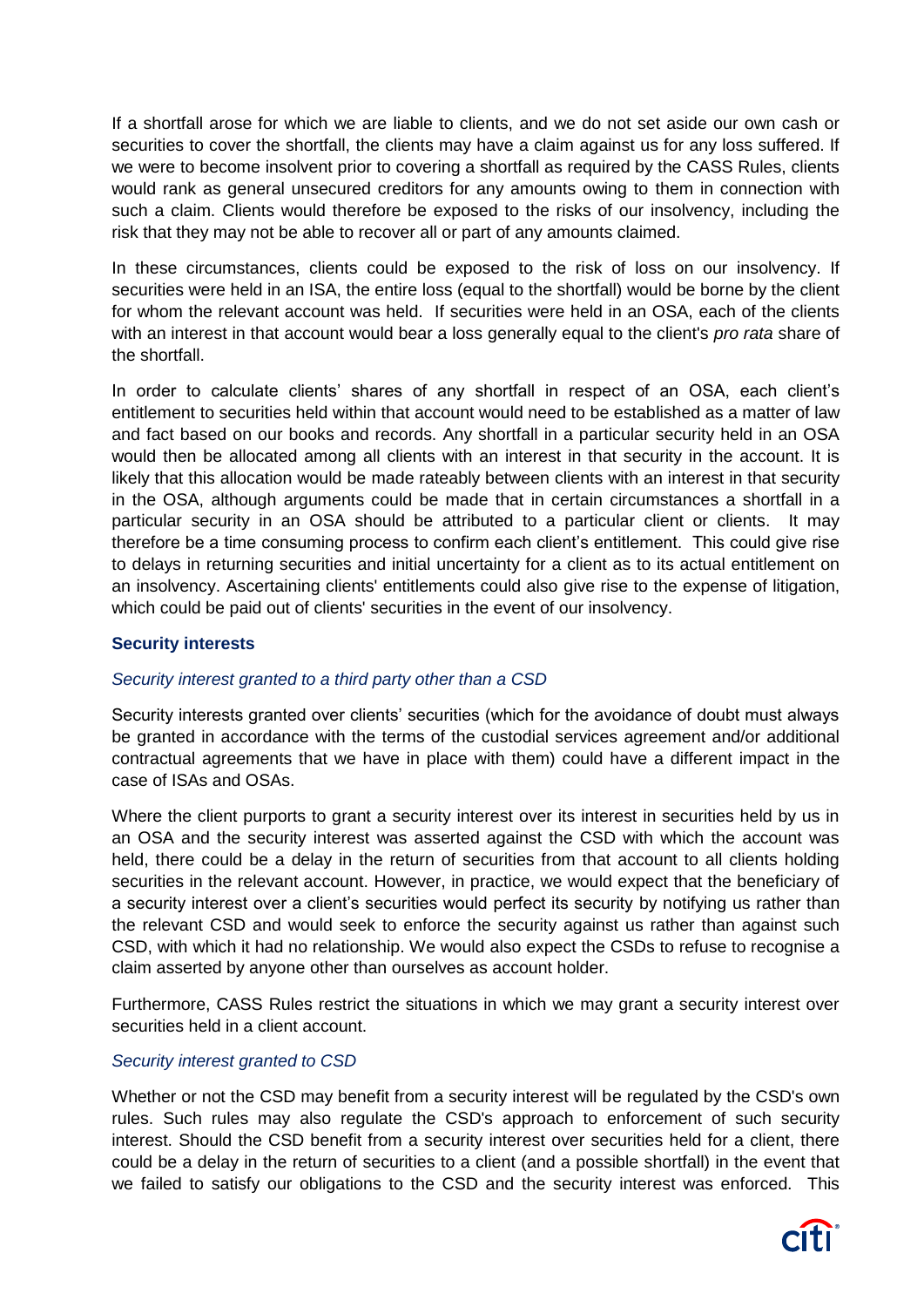If a shortfall arose for which we are liable to clients, and we do not set aside our own cash or securities to cover the shortfall, the clients may have a claim against us for any loss suffered. If we were to become insolvent prior to covering a shortfall as required by the CASS Rules, clients would rank as general unsecured creditors for any amounts owing to them in connection with such a claim. Clients would therefore be exposed to the risks of our insolvency, including the risk that they may not be able to recover all or part of any amounts claimed.

In these circumstances, clients could be exposed to the risk of loss on our insolvency. If securities were held in an ISA, the entire loss (equal to the shortfall) would be borne by the client for whom the relevant account was held. If securities were held in an OSA, each of the clients with an interest in that account would bear a loss generally equal to the client's *pro rata* share of the shortfall.

In order to calculate clients' shares of any shortfall in respect of an OSA, each client's entitlement to securities held within that account would need to be established as a matter of law and fact based on our books and records. Any shortfall in a particular security held in an OSA would then be allocated among all clients with an interest in that security in the account. It is likely that this allocation would be made rateably between clients with an interest in that security in the OSA, although arguments could be made that in certain circumstances a shortfall in a particular security in an OSA should be attributed to a particular client or clients. It may therefore be a time consuming process to confirm each client's entitlement. This could give rise to delays in returning securities and initial uncertainty for a client as to its actual entitlement on an insolvency. Ascertaining clients' entitlements could also give rise to the expense of litigation, which could be paid out of clients' securities in the event of our insolvency.

### Security interests

*Security interest granted to a third party other than a CSD*

Security interests granted over clients' securities (which for the avoidance of doubt must always be granted in accordance with the terms of the custodial services agreement and/or additional contractual agreements that we have in place with them) could have a different impact in the case of ISAs and OSAs.

Where the client purports to grant a security interest over its interest in securities held by us in an OSA and the security interest was asserted against the CSD with which the account was held, there could be a delay in the return of securities from that account to all clients holding securities in the relevant account. However, in practice, we would expect that the beneficiary of a security interest over a client's securities would perfect its security by notifying us rather than the relevant CSD and would seek to enforce the security against us rather than against such CSD, with which it had no relationship. We would also expect the CSDs to refuse to recognise a claim asserted by anyone other than ourselves as account holder.

Furthermore, CASS Rules restrict the situations in which we may grant a security interest over securities held in a client account.

*Security interest granted to CSD*

Whether or not the CSD may benefit from a security interest will be regulated by the CSD's own rules. Such rules may also regulate the CSD's approach to enforcement of such security interest. Should the CSD benefit from a security interest over securities held for a client, there could be a delay in the return of securities to a client (and a possible shortfall) in the event that we failed to satisfy our obligations to the CSD and the security interest was enforced. This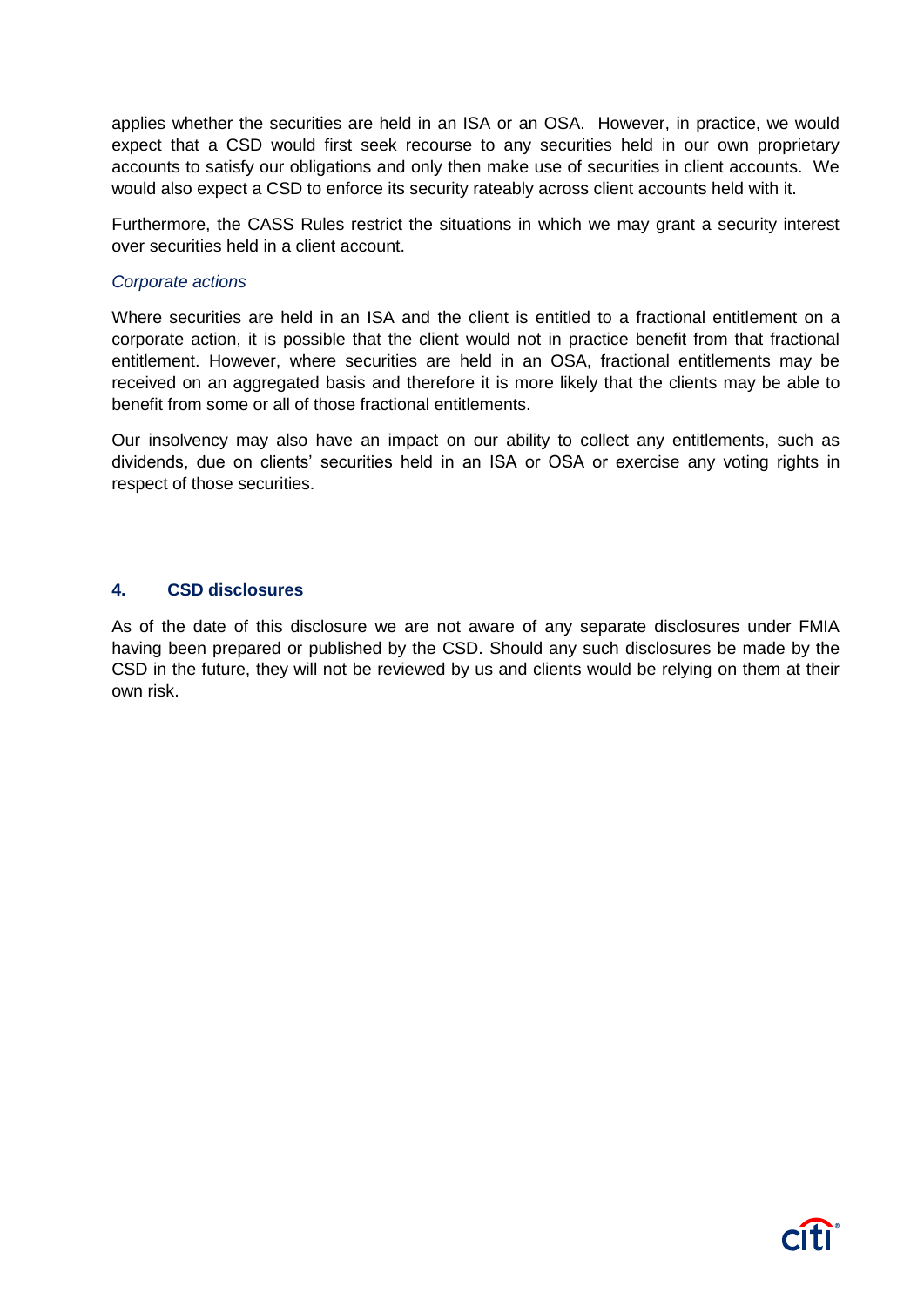applies whether the securities are held in an ISA or an OSA. However, in practice, we would expect that a CSD would first seek recourse to any securities held in our own proprietary accounts to satisfy our obligations and only then make use of securities in client accounts. We would also expect a CSD to enforce its security rateably across client accounts held with it.

Furthermore, the CASS Rules restrict the situations in which we may grant a security interest over securities held in a client account.

*Corporate actions*

Where securities are held in an ISA and the client is entitled to a fractional entitlement on a corporate action, it is possible that the client would not in practice benefit from that fractional entitlement. However, where securities are held in an OSA, fractional entitlements may be received on an aggregated basis and therefore it is more likely that the clients may be able to benefit from some or all of those fractional entitlements.

Our insolvency may also have an impact on our ability to collect any entitlements, such as dividends, due on clients' securities held in an ISA or OSA or exercise any voting rights in respect of those securities.

## 4. CSD disclosures

As of the date of this disclosure we are not aware of any separate disclosures under FMIA having been prepared or published by the CSD. Should any such disclosures be made by the CSD in the future, they will not be reviewed by us and clients would be relying on them at their own risk.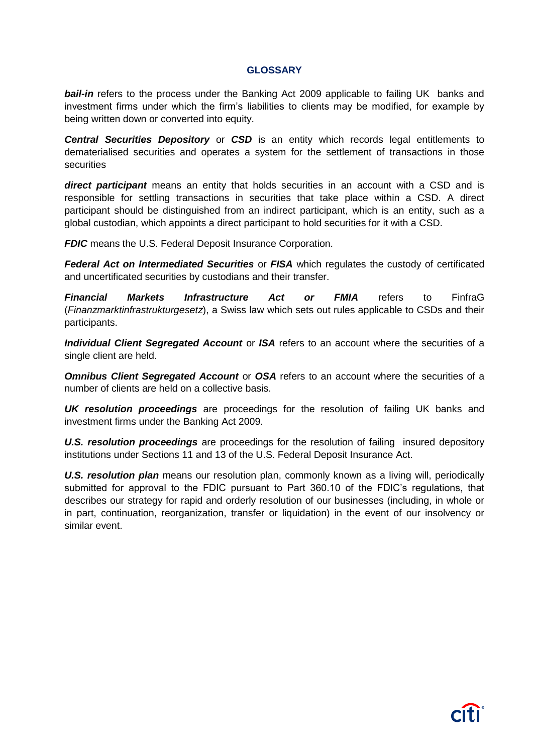## GLOSSARY

***bail-in*** refers to the process under the Banking Act 2009 applicable to failing UK banks and investment firms under which the firm's liabilities to clients may be modified, for example by being written down or converted into equity.

***Central Securities Depository*** or ***CSD*** is an entity which records legal entitlements to dematerialised securities and operates a system for the settlement of transactions in those securities

***direct participant*** means an entity that holds securities in an account with a CSD and is responsible for settling transactions in securities that take place within a CSD. A direct participant should be distinguished from an indirect participant, which is an entity, such as a global custodian, which appoints a direct participant to hold securities for it with a CSD.

***FDIC*** means the U.S. Federal Deposit Insurance Corporation.

***Federal Act on Intermediated Securities*** or ***FISA*** which regulates the custody of certificated and uncertificated securities by custodians and their transfer.

***Financial Markets Infrastructure Act or FMIA*** refers to FinfraG (*Finanzmarktinfrastrukturgesetz*), a Swiss law which sets out rules applicable to CSDs and their participants.

***Individual Client Segregated Account*** or ***ISA*** refers to an account where the securities of a single client are held.

***Omnibus Client Segregated Account*** or ***OSA*** refers to an account where the securities of a number of clients are held on a collective basis.

***UK resolution proceedings*** are proceedings for the resolution of failing UK banks and investment firms under the Banking Act 2009.

***U.S. resolution proceedings*** are proceedings for the resolution of failing insured depository institutions under Sections 11 and 13 of the U.S. Federal Deposit Insurance Act.

***U.S. resolution plan*** means our resolution plan, commonly known as a living will, periodically submitted for approval to the FDIC pursuant to Part 360.10 of the FDIC's regulations, that describes our strategy for rapid and orderly resolution of our businesses (including, in whole or in part, continuation, reorganization, transfer or liquidation) in the event of our insolvency or similar event.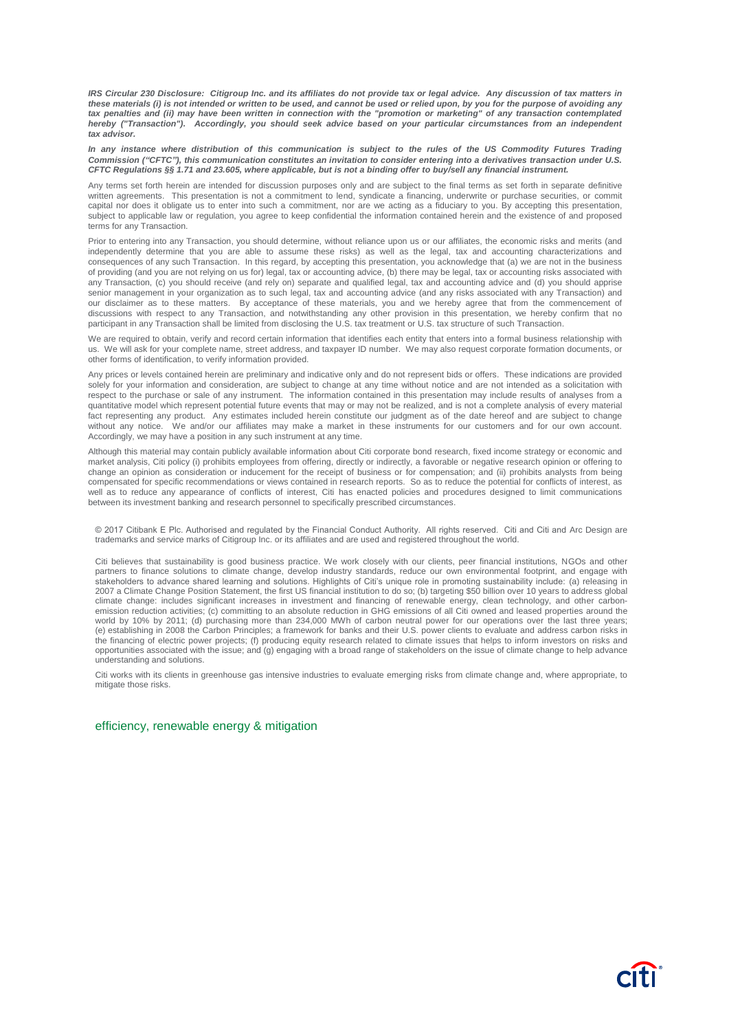***IRS Circular 230 Disclosure: Citigroup Inc. and its affiliates do not provide tax or legal advice. Any discussion of tax matters in these materials (i) is not intended or written to be used, and cannot be used or relied upon, by you for the purpose of avoiding any tax penalties and (ii) may have been written in connection with the "promotion or marketing" of any transaction contemplated hereby ("Transaction"). Accordingly, you should seek advice based on your particular circumstances from an independent tax advisor.***

***In any instance where distribution of this communication is subject to the rules of the US Commodity Futures Trading Commission ("CFTC"), this communication constitutes an invitation to consider entering into a derivatives transaction under U.S. CFTC Regulations §§ 1.71 and 23.605, where applicable, but is not a binding offer to buy/sell any financial instrument.***

Any terms set forth herein are intended for discussion purposes only and are subject to the final terms as set forth in separate definitive written agreements. This presentation is not a commitment to lend, syndicate a financing, underwrite or purchase securities, or commit capital nor does it obligate us to enter into such a commitment, nor are we acting as a fiduciary to you. By accepting this presentation, subject to applicable law or regulation, you agree to keep confidential the information contained herein and the existence of and proposed terms for any Transaction.

Prior to entering into any Transaction, you should determine, without reliance upon us or our affiliates, the economic risks and merits (and independently determine that you are able to assume these risks) as well as the legal, tax and accounting characterizations and consequences of any such Transaction. In this regard, by accepting this presentation, you acknowledge that (a) we are not in the business of providing (and you are not relying on us for) legal, tax or accounting advice, (b) there may be legal, tax or accounting risks associated with any Transaction, (c) you should receive (and rely on) separate and qualified legal, tax and accounting advice and (d) you should apprise senior management in your organization as to such legal, tax and accounting advice (and any risks associated with any Transaction) and our disclaimer as to these matters. By acceptance of these materials, you and we hereby agree that from the commencement of discussions with respect to any Transaction, and notwithstanding any other provision in this presentation, we hereby confirm that no participant in any Transaction shall be limited from disclosing the U.S. tax treatment or U.S. tax structure of such Transaction.

We are required to obtain, verify and record certain information that identifies each entity that enters into a formal business relationship with us. We will ask for your complete name, street address, and taxpayer ID number. We may also request corporate formation documents, or other forms of identification, to verify information provided.

Any prices or levels contained herein are preliminary and indicative only and do not represent bids or offers. These indications are provided solely for your information and consideration, are subject to change at any time without notice and are not intended as a solicitation with respect to the purchase or sale of any instrument. The information contained in this presentation may include results of analyses from a quantitative model which represent potential future events that may or may not be realized, and is not a complete analysis of every material fact representing any product. Any estimates included herein constitute our judgment as of the date hereof and are subject to change without any notice. We and/or our affiliates may make a market in these instruments for our customers and for our own account. Accordingly, we may have a position in any such instrument at any time.

Although this material may contain publicly available information about Citi corporate bond research, fixed income strategy or economic and market analysis, Citi policy (i) prohibits employees from offering, directly or indirectly, a favorable or negative research opinion or offering to change an opinion as consideration or inducement for the receipt of business or for compensation; and (ii) prohibits analysts from being compensated for specific recommendations or views contained in research reports. So as to reduce the potential for conflicts of interest, as well as to reduce any appearance of conflicts of interest, Citi has enacted policies and procedures designed to limit communications between its investment banking and research personnel to specifically prescribed circumstances.

© 2017 Citibank E Plc. Authorised and regulated by the Financial Conduct Authority. All rights reserved. Citi and Citi and Arc Design are trademarks and service marks of Citigroup Inc. or its affiliates and are used and registered throughout the world.

Citi believes that sustainability is good business practice. We work closely with our clients, peer financial institutions, NGOs and other partners to finance solutions to climate change, develop industry standards, reduce our own environmental footprint, and engage with stakeholders to advance shared learning and solutions. Highlights of Citi's unique role in promoting sustainability include: (a) releasing in 2007 a Climate Change Position Statement, the first US financial institution to do so; (b) targeting $50 billion over 10 years to address global climate change: includes significant increases in investment and financing of renewable energy, clean technology, and other carbon-emission reduction activities; (c) committing to an absolute reduction in GHG emissions of all Citi owned and leased properties around the world by 10% by 2011; (d) purchasing more than 234,000 MWh of carbon neutral power for our operations over the last three years; (e) establishing in 2008 the Carbon Principles; a framework for banks and their U.S. power clients to evaluate and address carbon risks in the financing of electric power projects; (f) producing equity research related to climate issues that helps to inform investors on risks and opportunities associated with the issue; and (g) engaging with a broad range of stakeholders on the issue of climate change to help advance understanding and solutions.

Citi works with its clients in greenhouse gas intensive industries to evaluate emerging risks from climate change and, where appropriate, to mitigate those risks.

efficiency, renewable energy & mitigation